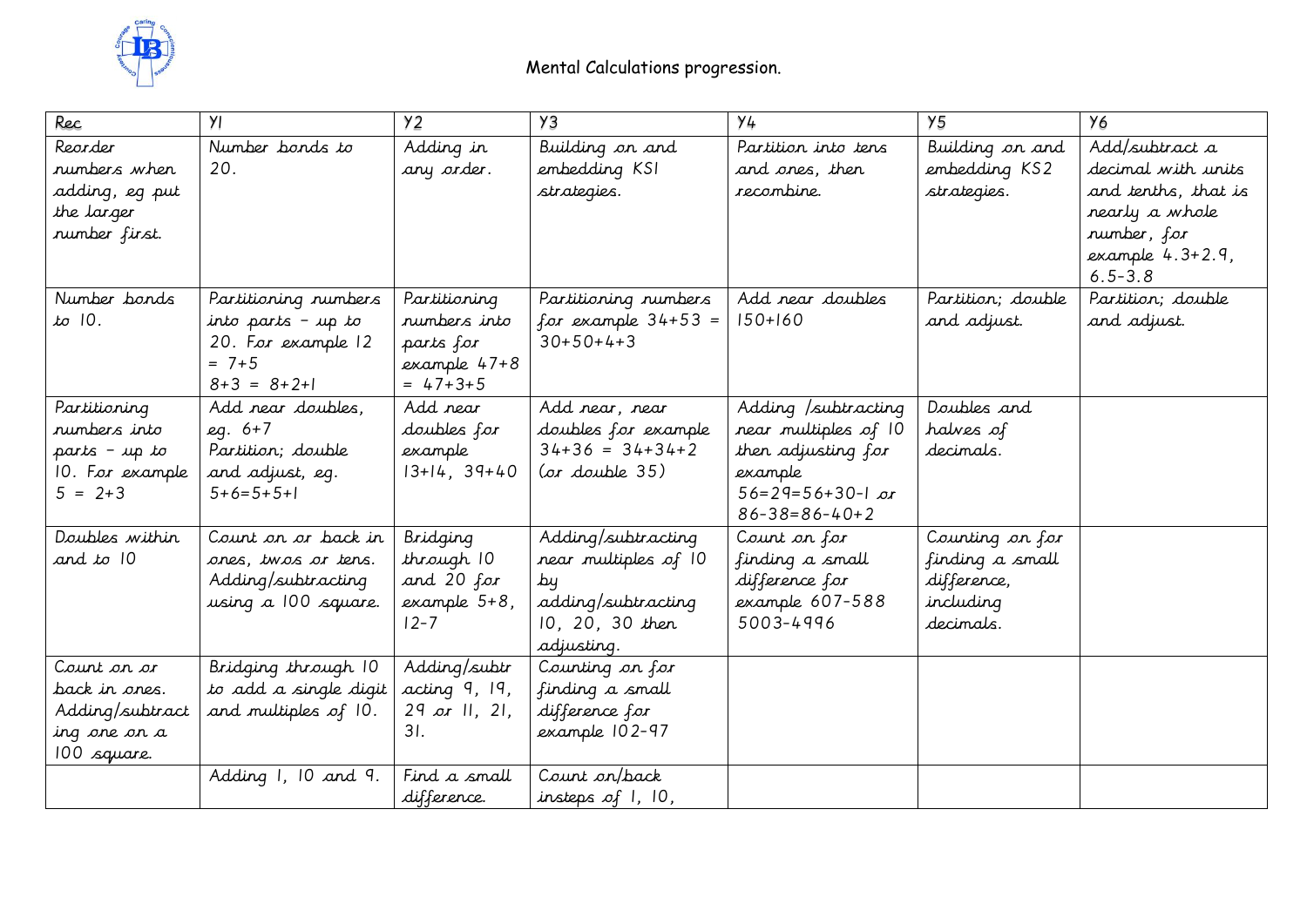# Mental Calculations progression.

| Rec | Y1 | Y2 | Y3 | Y4 | Y5 | Y6 |
|---|---|---|---|---|---|---|
| Reorder numbers when adding, eg put the larger number first. | Number bonds to 20. | Adding in any order. | Building on and embedding KS1 strategies. | Partition into tens and ones, then recombine. | Building on and embedding KS2 strategies. | Add/subtract a decimal with units and tenths, that is nearly a whole number, for example 4.3+2.9, 6.5-3.8 |
| Number bonds to 10. | Partitioning numbers into parts - up to 20. For example 12 = 7+5 8+3 = 8+2+1 | Partitioning numbers into parts for example 47+8 = 47+3+5 | Partitioning numbers for example 34+53 = 30+50+4+3 | Add near doubles 150+160 | Partition; double and adjust. | Partition; double and adjust. |
| Partitioning numbers into parts - up to 10. For example 5 = 2+3 | Add near doubles, eg. 6+7 Partition; double and adjust, eg. 5+6=5+5+1 | Add near doubles for example 13+14, 39+40 | Add near, near doubles for example 34+36 = 34+34+2 (or double 35) | Adding /subtracting near multiples of 10 then adjusting for example 56=29=56+30-1 or 86-38=86-40+2 | Doubles and halves of decimals. | |
| Doubles within and to 10 | Count on or back in ones, twos or tens. Adding/subtracting using a 100 square. | Bridging through 10 and 20 for example 5+8, 12-7 | Adding/subtracting near multiples of 10 by adding/subtracting 10, 20, 30 then adjusting. | Count on for finding a small difference for example 607-588 5003-4996 | Counting on for finding a small difference, including decimals. | |
| Count on or back in ones. Adding/subtracting one on a 100 square. | Bridging through 10 to add a single digit and multiples of 10. | Adding/subtracting 9, 19, 29 or 11, 21, 31. | Counting on for finding a small difference for example 102-97 | | | |
| | Adding 1, 10 and 9. | Find a small difference. | Count on/back insteps of 1, 10, | | | |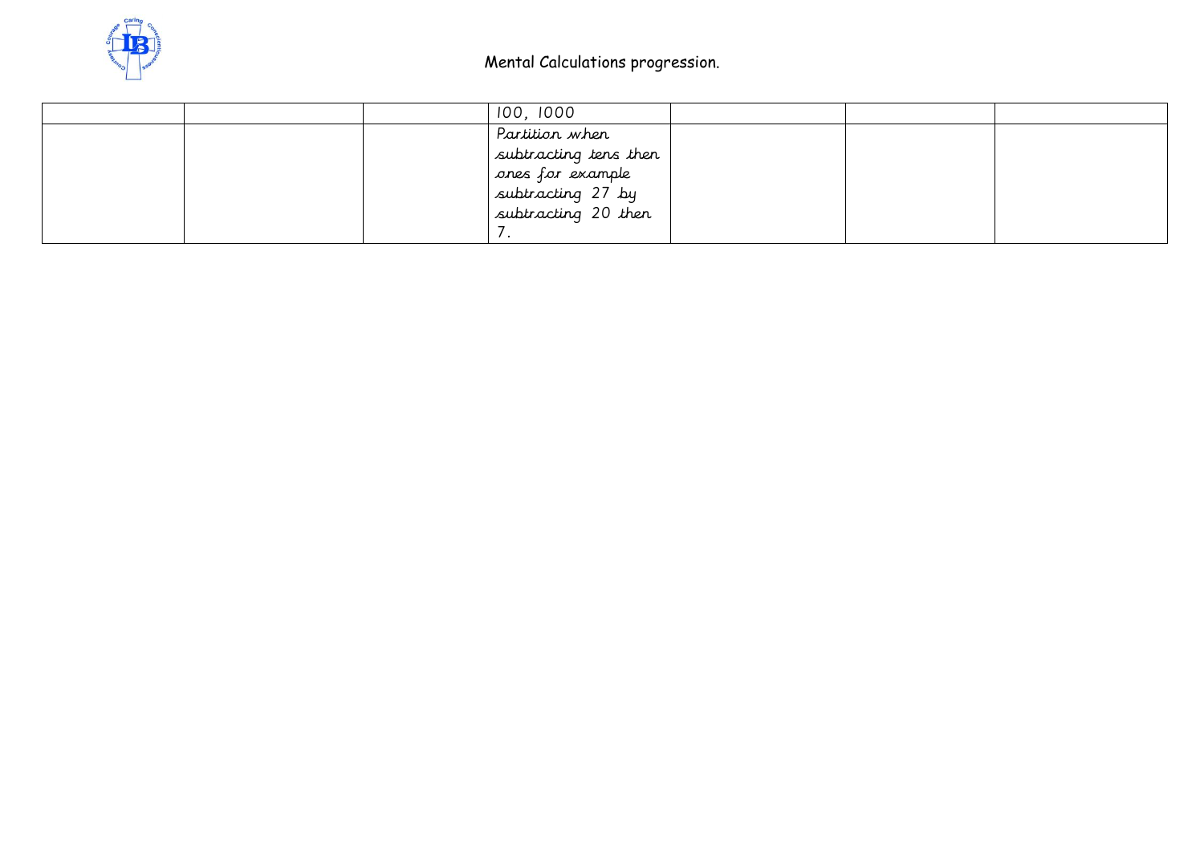Mental Calculations progression.

| | | | | | | |
|---|---|---|---|---|---|---|
| | | | 100, 1000 | | | |
| | | | Partition when subtracting tens then ones for example subtracting 27 by subtracting 20 then 7. | | | |